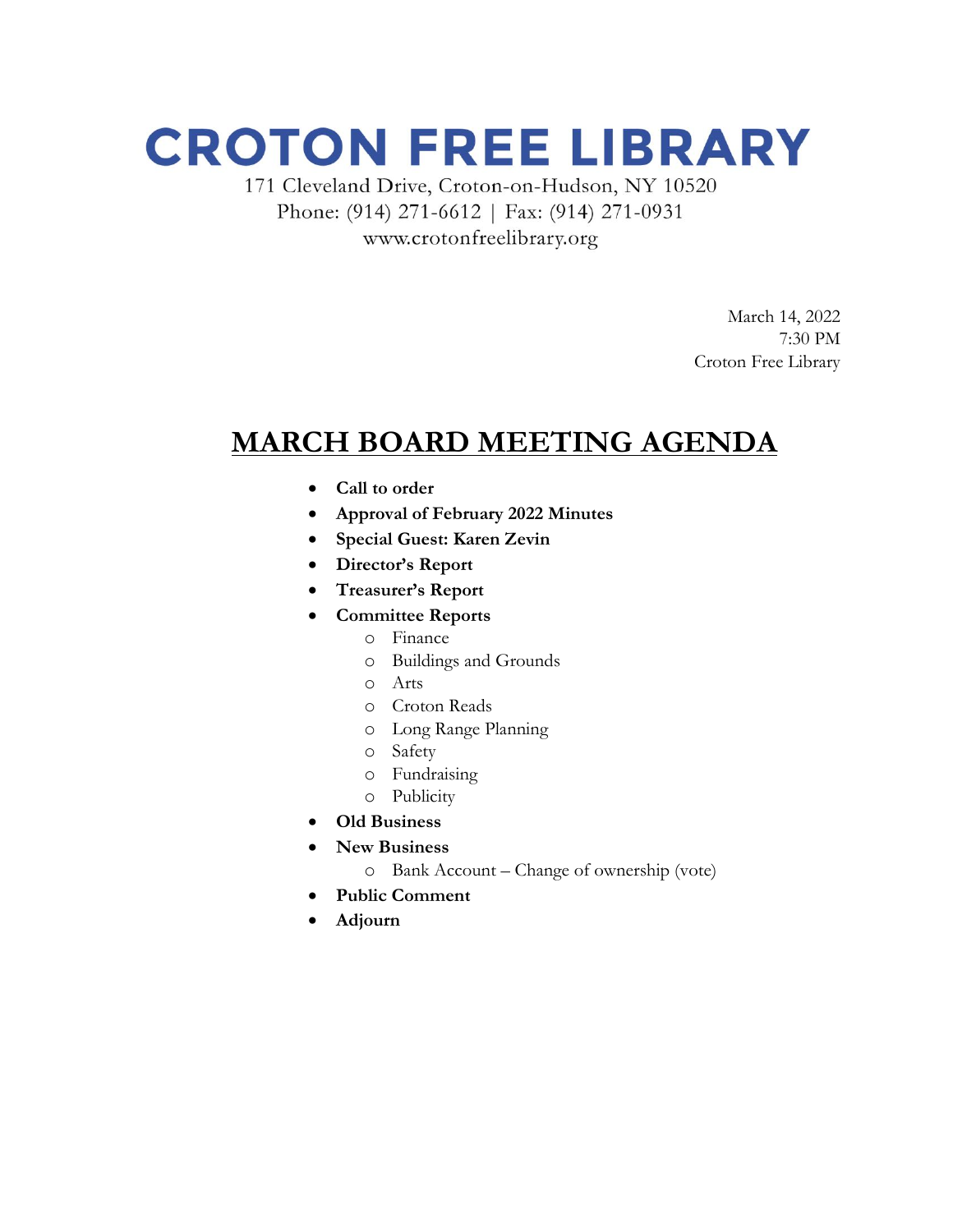# CROTON FREE LIBRARY

171 Cleveland Drive, Croton-on-Hudson, NY 10520
Phone: (914) 271-6612 | Fax: (914) 271-0931
www.crotonfreelibrary.org

March 14, 2022
7:30 PM
Croton Free Library

## MARCH BOARD MEETING AGENDA

- **Call to order**
- **Approval of February 2022 Minutes**
- **Special Guest: Karen Zevin**
- **Director's Report**
- **Treasurer's Report**
- **Committee Reports**
  - Finance
  - Buildings and Grounds
  - Arts
  - Croton Reads
  - Long Range Planning
  - Safety
  - Fundraising
  - Publicity
- **Old Business**
- **New Business**
  - Bank Account – Change of ownership (vote)
- **Public Comment**
- **Adjourn**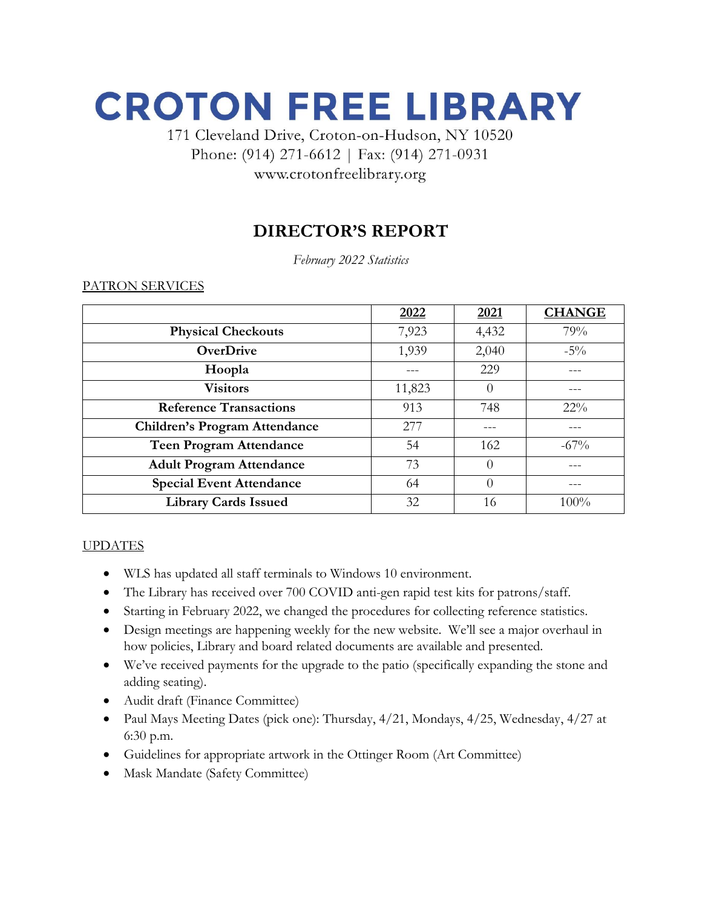# CROTON FREE LIBRARY

171 Cleveland Drive, Croton-on-Hudson, NY 10520
Phone: (914) 271-6612 | Fax: (914) 271-0931
www.crotonfreelibrary.org

## DIRECTOR'S REPORT

*February 2022 Statistics*

PATRON SERVICES

| | 2022 | 2021 | CHANGE |
|---|---|---|---|
| **Physical Checkouts** | 7,923 | 4,432 | 79% |
| **OverDrive** | 1,939 | 2,040 | -5% |
| **Hoopla** | --- | 229 | --- |
| **Visitors** | 11,823 | 0 | --- |
| **Reference Transactions** | 913 | 748 | 22% |
| **Children's Program Attendance** | 277 | --- | --- |
| **Teen Program Attendance** | 54 | 162 | -67% |
| **Adult Program Attendance** | 73 | 0 | --- |
| **Special Event Attendance** | 64 | 0 | --- |
| **Library Cards Issued** | 32 | 16 | 100% |

UPDATES

- WLS has updated all staff terminals to Windows 10 environment.
- The Library has received over 700 COVID anti-gen rapid test kits for patrons/staff.
- Starting in February 2022, we changed the procedures for collecting reference statistics.
- Design meetings are happening weekly for the new website. We'll see a major overhaul in how policies, Library and board related documents are available and presented.
- We've received payments for the upgrade to the patio (specifically expanding the stone and adding seating).
- Audit draft (Finance Committee)
- Paul Mays Meeting Dates (pick one): Thursday, 4/21, Mondays, 4/25, Wednesday, 4/27 at 6:30 p.m.
- Guidelines for appropriate artwork in the Ottinger Room (Art Committee)
- Mask Mandate (Safety Committee)